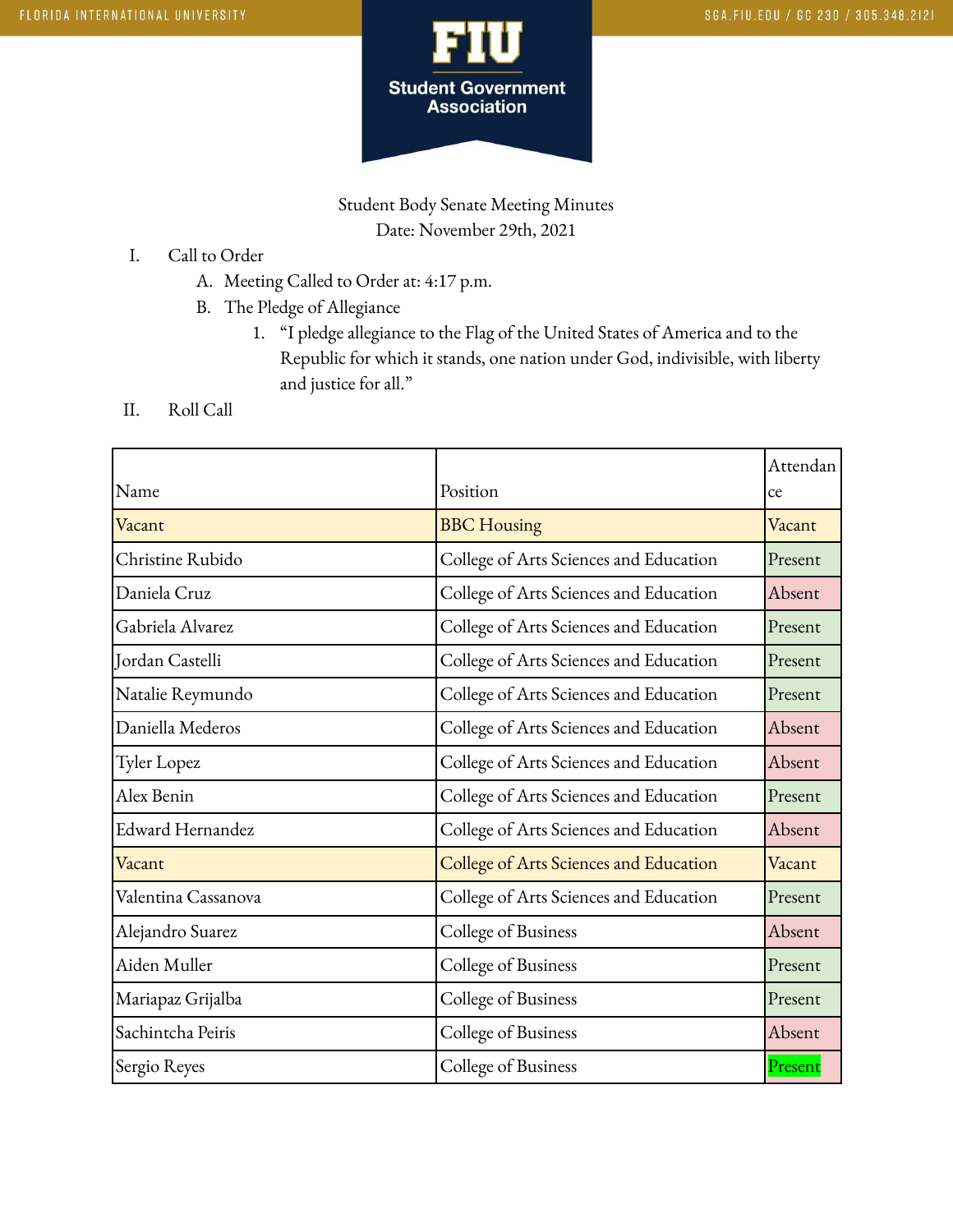Student Body Senate Meeting Minutes
Date: November 29th, 2021

I. Call to Order
   A. Meeting Called to Order at: 4:17 p.m.
   B. The Pledge of Allegiance
      1. "I pledge allegiance to the Flag of the United States of America and to the Republic for which it stands, one nation under God, indivisible, with liberty and justice for all."

II. Roll Call

| Name | Position | Attendance |
|---|---|---|
| Vacant | BBC Housing | Vacant |
| Christine Rubido | College of Arts Sciences and Education | Present |
| Daniela Cruz | College of Arts Sciences and Education | Absent |
| Gabriela Alvarez | College of Arts Sciences and Education | Present |
| Jordan Castelli | College of Arts Sciences and Education | Present |
| Natalie Reymundo | College of Arts Sciences and Education | Present |
| Daniella Mederos | College of Arts Sciences and Education | Absent |
| Tyler Lopez | College of Arts Sciences and Education | Absent |
| Alex Benin | College of Arts Sciences and Education | Present |
| Edward Hernandez | College of Arts Sciences and Education | Absent |
| Vacant | College of Arts Sciences and Education | Vacant |
| Valentina Cassanova | College of Arts Sciences and Education | Present |
| Alejandro Suarez | College of Business | Absent |
| Aiden Muller | College of Business | Present |
| Mariapaz Grijalba | College of Business | Present |
| Sachintcha Peiris | College of Business | Absent |
| Sergio Reyes | College of Business | Present |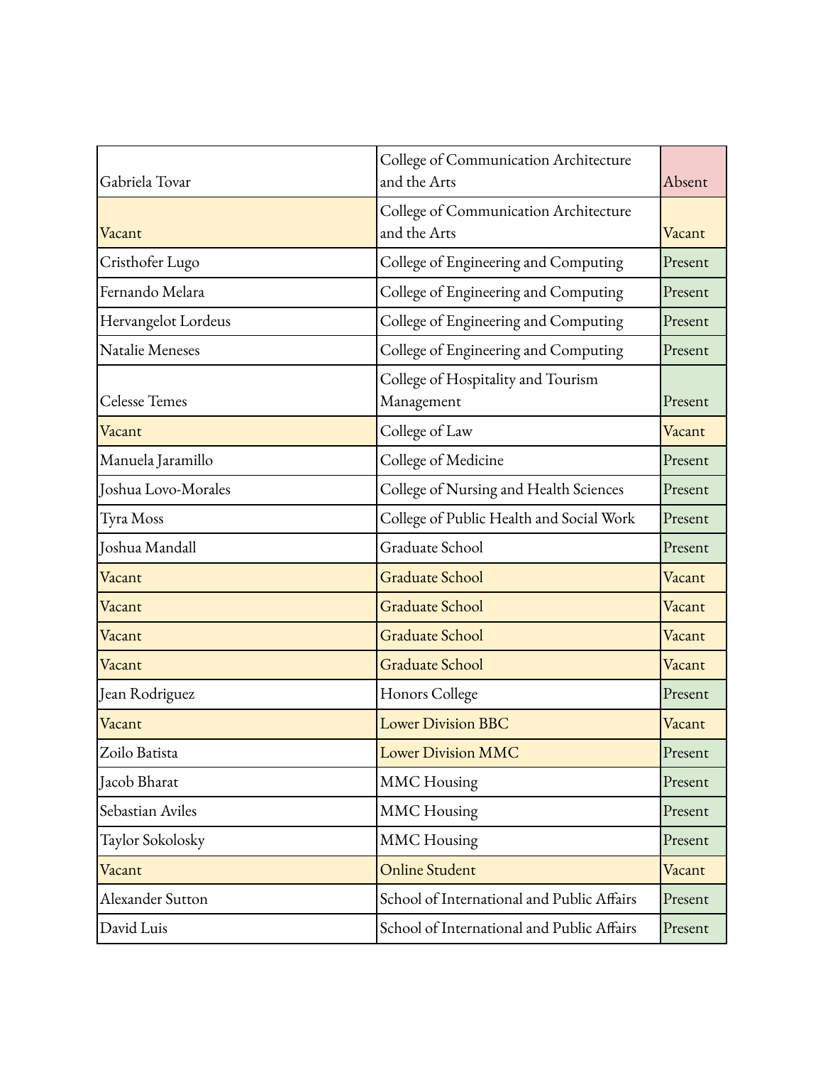| | | |
|---|---|---|
| Gabriela Tovar | College of Communication Architecture and the Arts | Absent |
| Vacant | College of Communication Architecture and the Arts | Vacant |
| Cristhofer Lugo | College of Engineering and Computing | Present |
| Fernando Melara | College of Engineering and Computing | Present |
| Hervangelot Lordeus | College of Engineering and Computing | Present |
| Natalie Meneses | College of Engineering and Computing | Present |
| Celesse Temes | College of Hospitality and Tourism Management | Present |
| Vacant | College of Law | Vacant |
| Manuela Jaramillo | College of Medicine | Present |
| Joshua Lovo-Morales | College of Nursing and Health Sciences | Present |
| Tyra Moss | College of Public Health and Social Work | Present |
| Joshua Mandall | Graduate School | Present |
| Vacant | Graduate School | Vacant |
| Vacant | Graduate School | Vacant |
| Vacant | Graduate School | Vacant |
| Vacant | Graduate School | Vacant |
| Jean Rodriguez | Honors College | Present |
| Vacant | Lower Division BBC | Vacant |
| Zoilo Batista | Lower Division MMC | Present |
| Jacob Bharat | MMC Housing | Present |
| Sebastian Aviles | MMC Housing | Present |
| Taylor Sokolosky | MMC Housing | Present |
| Vacant | Online Student | Vacant |
| Alexander Sutton | School of International and Public Affairs | Present |
| David Luis | School of International and Public Affairs | Present |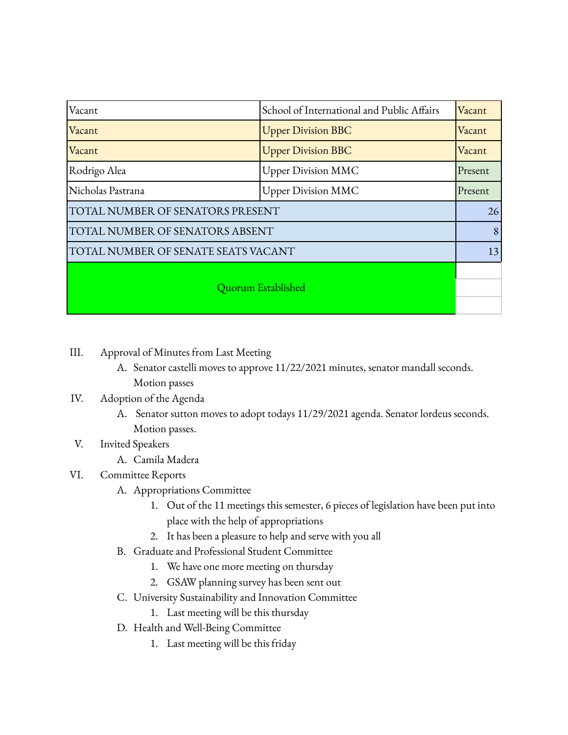| Vacant | School of International and Public Affairs | Vacant |
|---|---|---|
| Vacant | Upper Division BBC | Vacant |
| Vacant | Upper Division BBC | Vacant |
| Rodrigo Alea | Upper Division MMC | Present |
| Nicholas Pastrana | Upper Division MMC | Present |
| TOTAL NUMBER OF SENATORS PRESENT | | 26 |
| TOTAL NUMBER OF SENATORS ABSENT | | 8 |
| TOTAL NUMBER OF SENATE SEATS VACANT | | 13 |
| Quorum Established | | |

III. Approval of Minutes from Last Meeting
   A. Senator castelli moves to approve 11/22/2021 minutes, senator mandall seconds. Motion passes

IV. Adoption of the Agenda
   A. Senator sutton moves to adopt todays 11/29/2021 agenda. Senator lordeus seconds. Motion passes.

V. Invited Speakers
   A. Camila Madera

VI. Committee Reports
   A. Appropriations Committee
      1. Out of the 11 meetings this semester, 6 pieces of legislation have been put into place with the help of appropriations
      2. It has been a pleasure to help and serve with you all
   B. Graduate and Professional Student Committee
      1. We have one more meeting on thursday
      2. GSAW planning survey has been sent out
   C. University Sustainability and Innovation Committee
      1. Last meeting will be this thursday
   D. Health and Well-Being Committee
      1. Last meeting will be this friday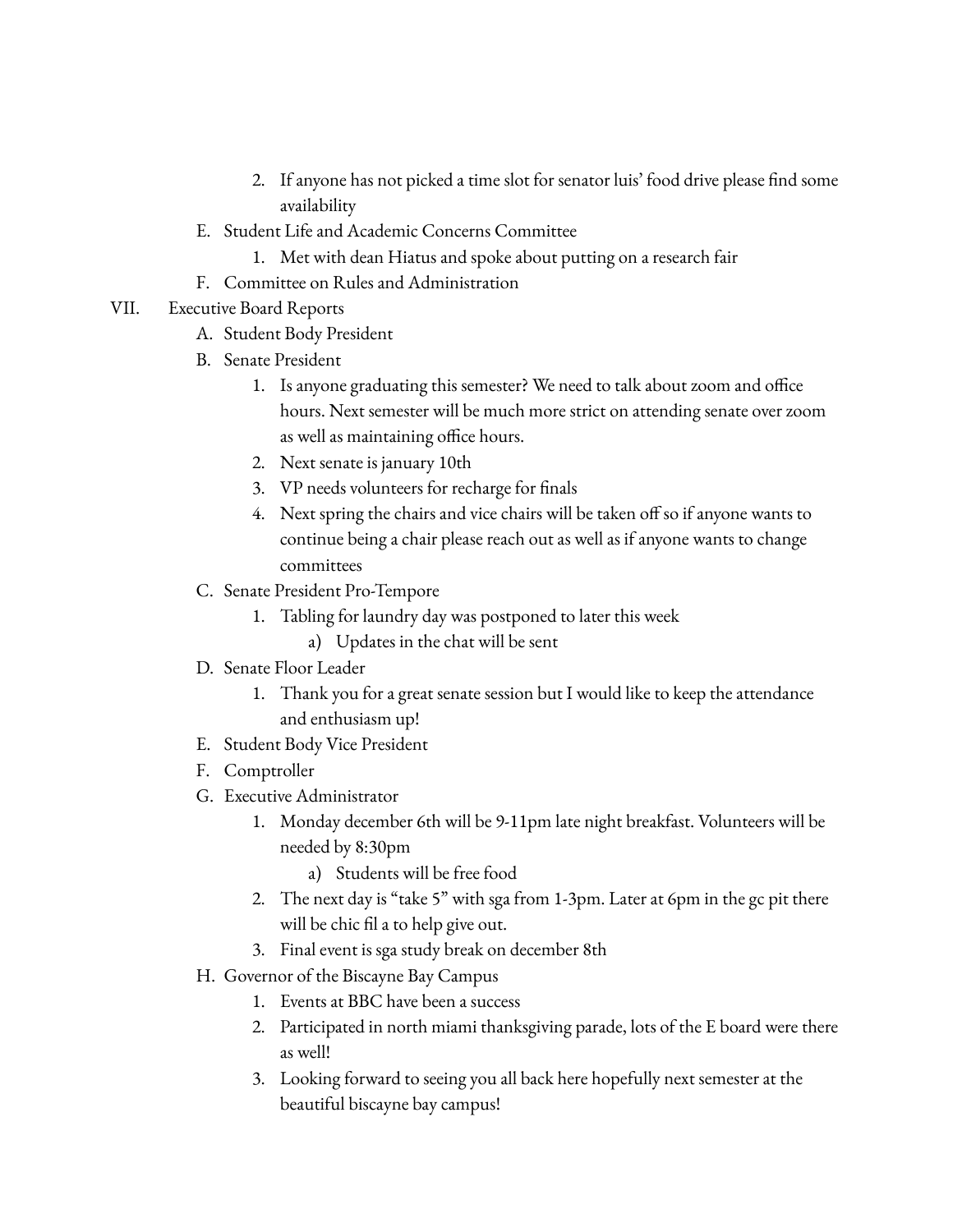2. If anyone has not picked a time slot for senator luis' food drive please find some availability

E. Student Life and Academic Concerns Committee
   1. Met with dean Hiatus and spoke about putting on a research fair

F. Committee on Rules and Administration

VII. Executive Board Reports

A. Student Body President

B. Senate President
   1. Is anyone graduating this semester? We need to talk about zoom and office hours. Next semester will be much more strict on attending senate over zoom as well as maintaining office hours.
   2. Next senate is january 10th
   3. VP needs volunteers for recharge for finals
   4. Next spring the chairs and vice chairs will be taken off so if anyone wants to continue being a chair please reach out as well as if anyone wants to change committees

C. Senate President Pro-Tempore
   1. Tabling for laundry day was postponed to later this week
      a) Updates in the chat will be sent

D. Senate Floor Leader
   1. Thank you for a great senate session but I would like to keep the attendance and enthusiasm up!

E. Student Body Vice President

F. Comptroller

G. Executive Administrator
   1. Monday december 6th will be 9-11pm late night breakfast. Volunteers will be needed by 8:30pm
      a) Students will be free food
   2. The next day is "take 5" with sga from 1-3pm. Later at 6pm in the gc pit there will be chic fil a to help give out.
   3. Final event is sga study break on december 8th

H. Governor of the Biscayne Bay Campus
   1. Events at BBC have been a success
   2. Participated in north miami thanksgiving parade, lots of the E board were there as well!
   3. Looking forward to seeing you all back here hopefully next semester at the beautiful biscayne bay campus!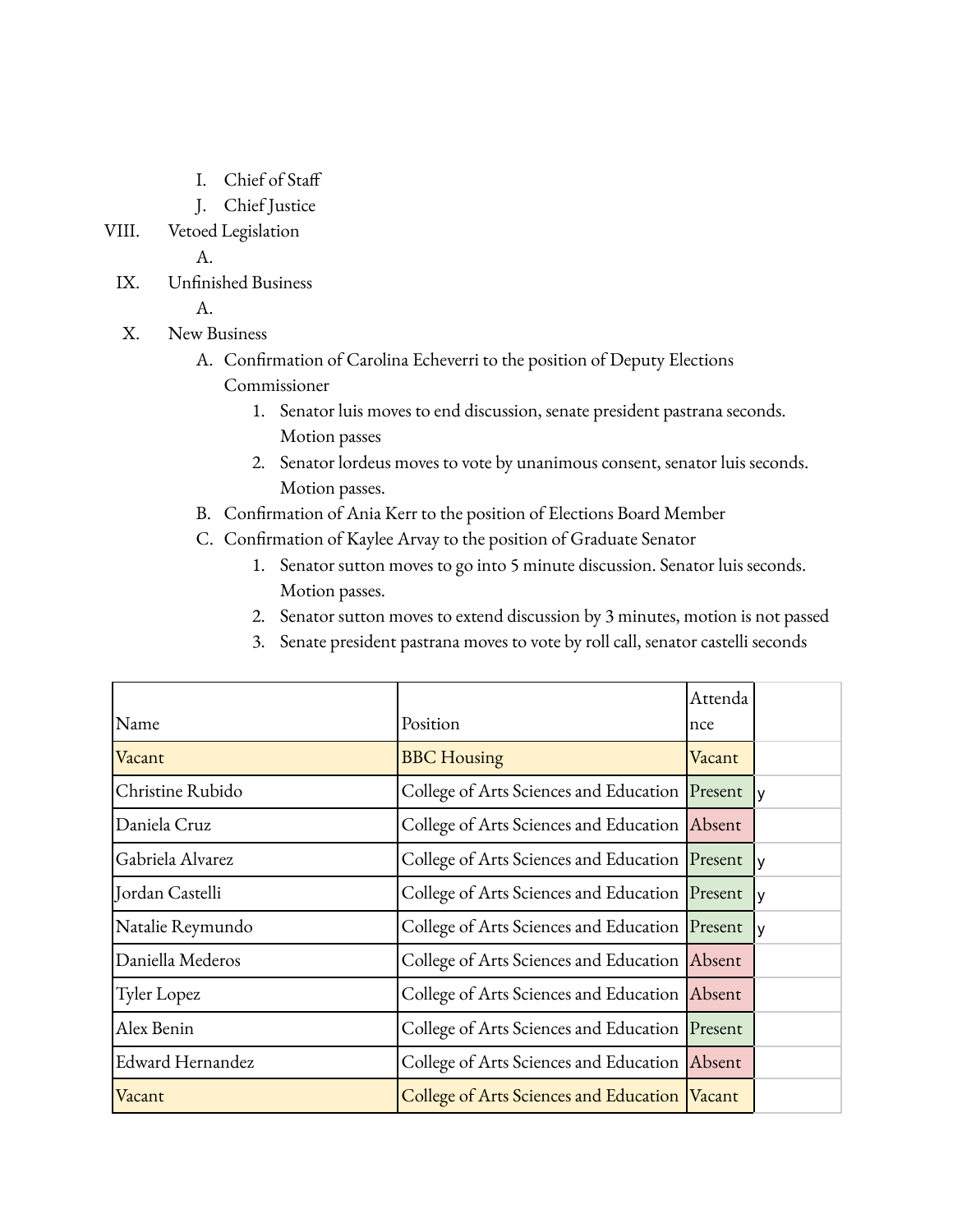I. Chief of Staff
J. Chief Justice

VIII. Vetoed Legislation
A.

IX. Unfinished Business
A.

X. New Business
A. Confirmation of Carolina Echeverri to the position of Deputy Elections Commissioner
1. Senator luis moves to end discussion, senate president pastrana seconds. Motion passes
2. Senator lordeus moves to vote by unanimous consent, senator luis seconds. Motion passes.

B. Confirmation of Ania Kerr to the position of Elections Board Member

C. Confirmation of Kaylee Arvay to the position of Graduate Senator
1. Senator sutton moves to go into 5 minute discussion. Senator luis seconds. Motion passes.
2. Senator sutton moves to extend discussion by 3 minutes, motion is not passed
3. Senate president pastrana moves to vote by roll call, senator castelli seconds

| Name | Position | Attendance | |
|---|---|---|---|
| Vacant | BBC Housing | Vacant | |
| Christine Rubido | College of Arts Sciences and Education | Present | y |
| Daniela Cruz | College of Arts Sciences and Education | Absent | |
| Gabriela Alvarez | College of Arts Sciences and Education | Present | y |
| Jordan Castelli | College of Arts Sciences and Education | Present | y |
| Natalie Reymundo | College of Arts Sciences and Education | Present | y |
| Daniella Mederos | College of Arts Sciences and Education | Absent | |
| Tyler Lopez | College of Arts Sciences and Education | Absent | |
| Alex Benin | College of Arts Sciences and Education | Present | |
| Edward Hernandez | College of Arts Sciences and Education | Absent | |
| Vacant | College of Arts Sciences and Education | Vacant | |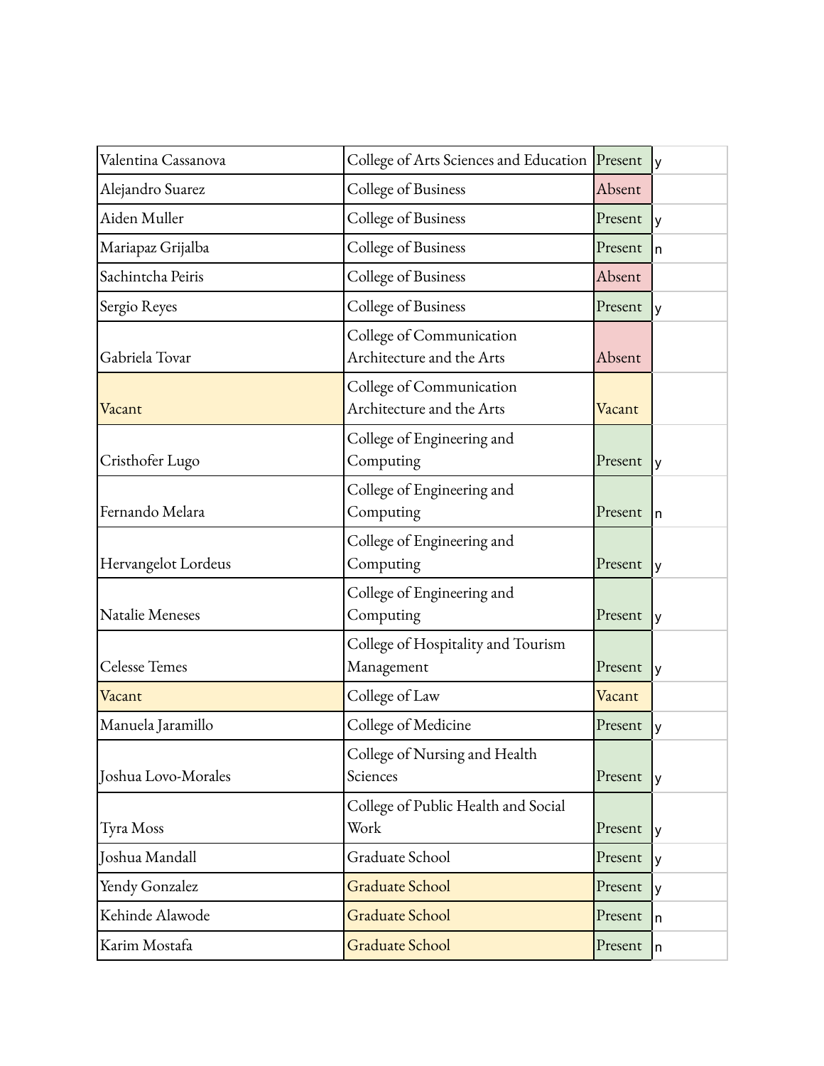| | | | |
|---|---|---|---|
| Valentina Cassanova | College of Arts Sciences and Education | Present | y |
| Alejandro Suarez | College of Business | Absent | |
| Aiden Muller | College of Business | Present | y |
| Mariapaz Grijalba | College of Business | Present | n |
| Sachintcha Peiris | College of Business | Absent | |
| Sergio Reyes | College of Business | Present | y |
| Gabriela Tovar | College of Communication Architecture and the Arts | Absent | |
| Vacant | College of Communication Architecture and the Arts | Vacant | |
| Cristhofer Lugo | College of Engineering and Computing | Present | y |
| Fernando Melara | College of Engineering and Computing | Present | n |
| Hervangelot Lordeus | College of Engineering and Computing | Present | y |
| Natalie Meneses | College of Engineering and Computing | Present | y |
| Celesse Temes | College of Hospitality and Tourism Management | Present | y |
| Vacant | College of Law | Vacant | |
| Manuela Jaramillo | College of Medicine | Present | y |
| Joshua Lovo-Morales | College of Nursing and Health Sciences | Present | y |
| Tyra Moss | College of Public Health and Social Work | Present | y |
| Joshua Mandall | Graduate School | Present | y |
| Yendy Gonzalez | Graduate School | Present | y |
| Kehinde Alawode | Graduate School | Present | n |
| Karim Mostafa | Graduate School | Present | n |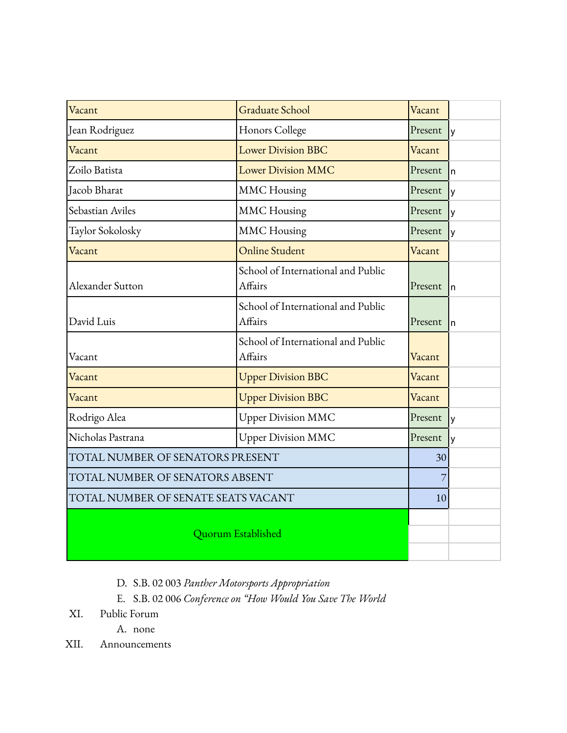| | | | |
|---|---|---|---|
| Vacant | Graduate School | Vacant | |
| Jean Rodriguez | Honors College | Present | y |
| Vacant | Lower Division BBC | Vacant | |
| Zoilo Batista | Lower Division MMC | Present | n |
| Jacob Bharat | MMC Housing | Present | y |
| Sebastian Aviles | MMC Housing | Present | y |
| Taylor Sokolosky | MMC Housing | Present | y |
| Vacant | Online Student | Vacant | |
| Alexander Sutton | School of International and Public Affairs | Present | n |
| David Luis | School of International and Public Affairs | Present | n |
| Vacant | School of International and Public Affairs | Vacant | |
| Vacant | Upper Division BBC | Vacant | |
| Vacant | Upper Division BBC | Vacant | |
| Rodrigo Alea | Upper Division MMC | Present | y |
| Nicholas Pastrana | Upper Division MMC | Present | y |
| TOTAL NUMBER OF SENATORS PRESENT | | 30 | |
| TOTAL NUMBER OF SENATORS ABSENT | | 7 | |
| TOTAL NUMBER OF SENATE SEATS VACANT | | 10 | |
| Quorum Established | | | |

D. S.B. 02 003 *Panther Motorsports Appropriation*

E. S.B. 02 006 *Conference on "How Would You Save The World*

XI. Public Forum

A. none

XII. Announcements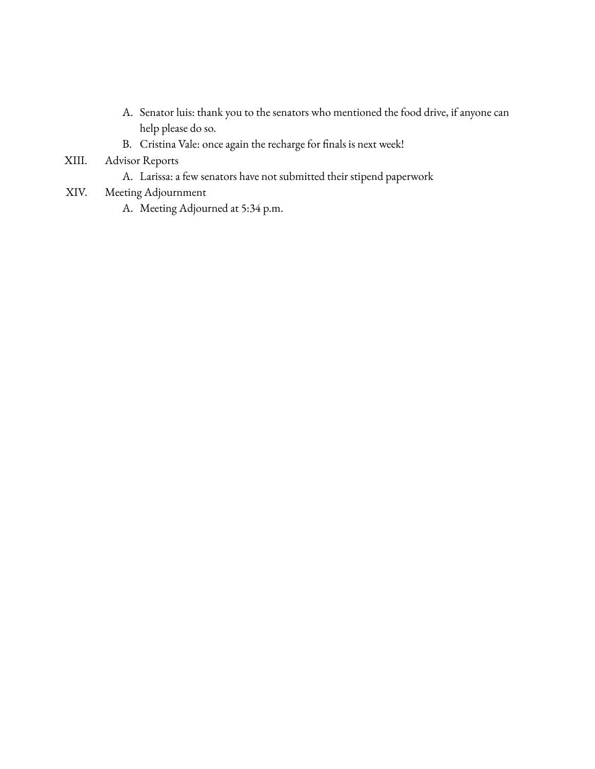A. Senator luis: thank you to the senators who mentioned the food drive, if anyone can help please do so.
B. Cristina Vale: once again the recharge for finals is next week!

XIII. Advisor Reports
A. Larissa: a few senators have not submitted their stipend paperwork

XIV. Meeting Adjournment
A. Meeting Adjourned at 5:34 p.m.